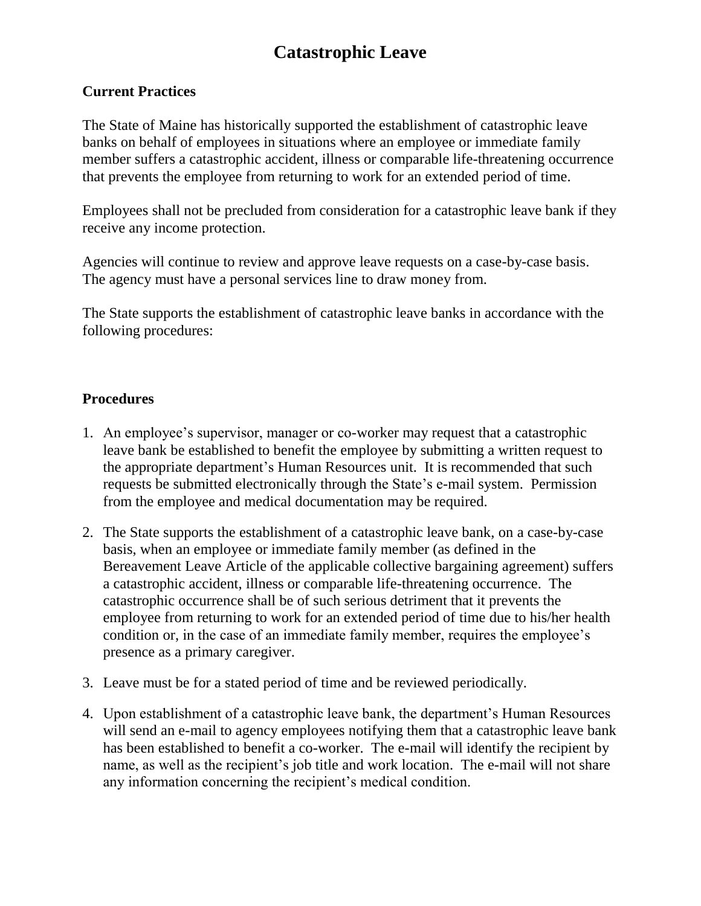# Catastrophic Leave

## Current Practices

The State of Maine has historically supported the establishment of catastrophic leave banks on behalf of employees in situations where an employee or immediate family member suffers a catastrophic accident, illness or comparable life-threatening occurrence that prevents the employee from returning to work for an extended period of time.

Employees shall not be precluded from consideration for a catastrophic leave bank if they receive any income protection.

Agencies will continue to review and approve leave requests on a case-by-case basis. The agency must have a personal services line to draw money from.

The State supports the establishment of catastrophic leave banks in accordance with the following procedures:

## Procedures

1. An employee's supervisor, manager or co-worker may request that a catastrophic leave bank be established to benefit the employee by submitting a written request to the appropriate department's Human Resources unit. It is recommended that such requests be submitted electronically through the State's e-mail system. Permission from the employee and medical documentation may be required.

2. The State supports the establishment of a catastrophic leave bank, on a case-by-case basis, when an employee or immediate family member (as defined in the Bereavement Leave Article of the applicable collective bargaining agreement) suffers a catastrophic accident, illness or comparable life-threatening occurrence. The catastrophic occurrence shall be of such serious detriment that it prevents the employee from returning to work for an extended period of time due to his/her health condition or, in the case of an immediate family member, requires the employee's presence as a primary caregiver.

3. Leave must be for a stated period of time and be reviewed periodically.

4. Upon establishment of a catastrophic leave bank, the department's Human Resources will send an e-mail to agency employees notifying them that a catastrophic leave bank has been established to benefit a co-worker. The e-mail will identify the recipient by name, as well as the recipient's job title and work location. The e-mail will not share any information concerning the recipient's medical condition.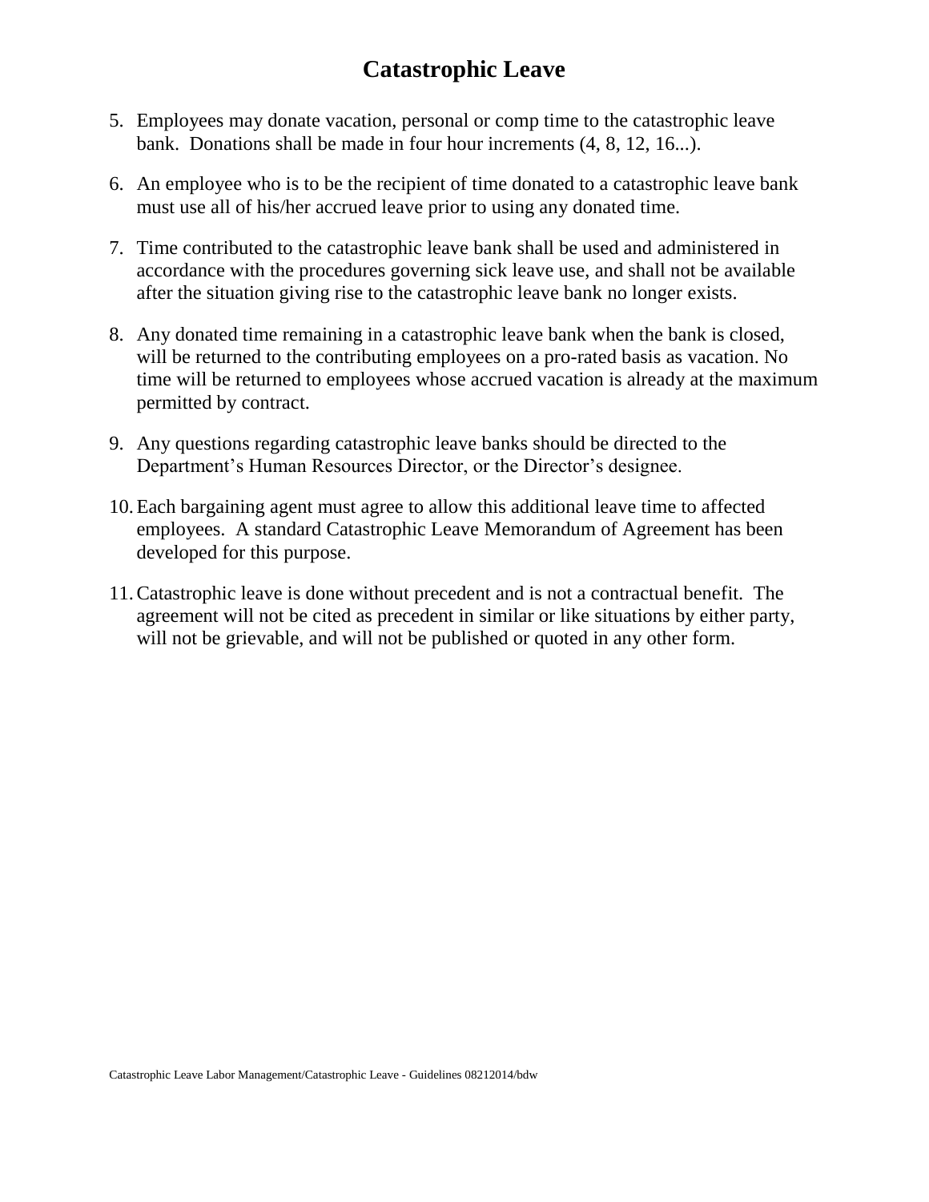# Catastrophic Leave

5. Employees may donate vacation, personal or comp time to the catastrophic leave bank. Donations shall be made in four hour increments (4, 8, 12, 16...).

6. An employee who is to be the recipient of time donated to a catastrophic leave bank must use all of his/her accrued leave prior to using any donated time.

7. Time contributed to the catastrophic leave bank shall be used and administered in accordance with the procedures governing sick leave use, and shall not be available after the situation giving rise to the catastrophic leave bank no longer exists.

8. Any donated time remaining in a catastrophic leave bank when the bank is closed, will be returned to the contributing employees on a pro-rated basis as vacation. No time will be returned to employees whose accrued vacation is already at the maximum permitted by contract.

9. Any questions regarding catastrophic leave banks should be directed to the Department's Human Resources Director, or the Director's designee.

10. Each bargaining agent must agree to allow this additional leave time to affected employees. A standard Catastrophic Leave Memorandum of Agreement has been developed for this purpose.

11. Catastrophic leave is done without precedent and is not a contractual benefit. The agreement will not be cited as precedent in similar or like situations by either party, will not be grievable, and will not be published or quoted in any other form.